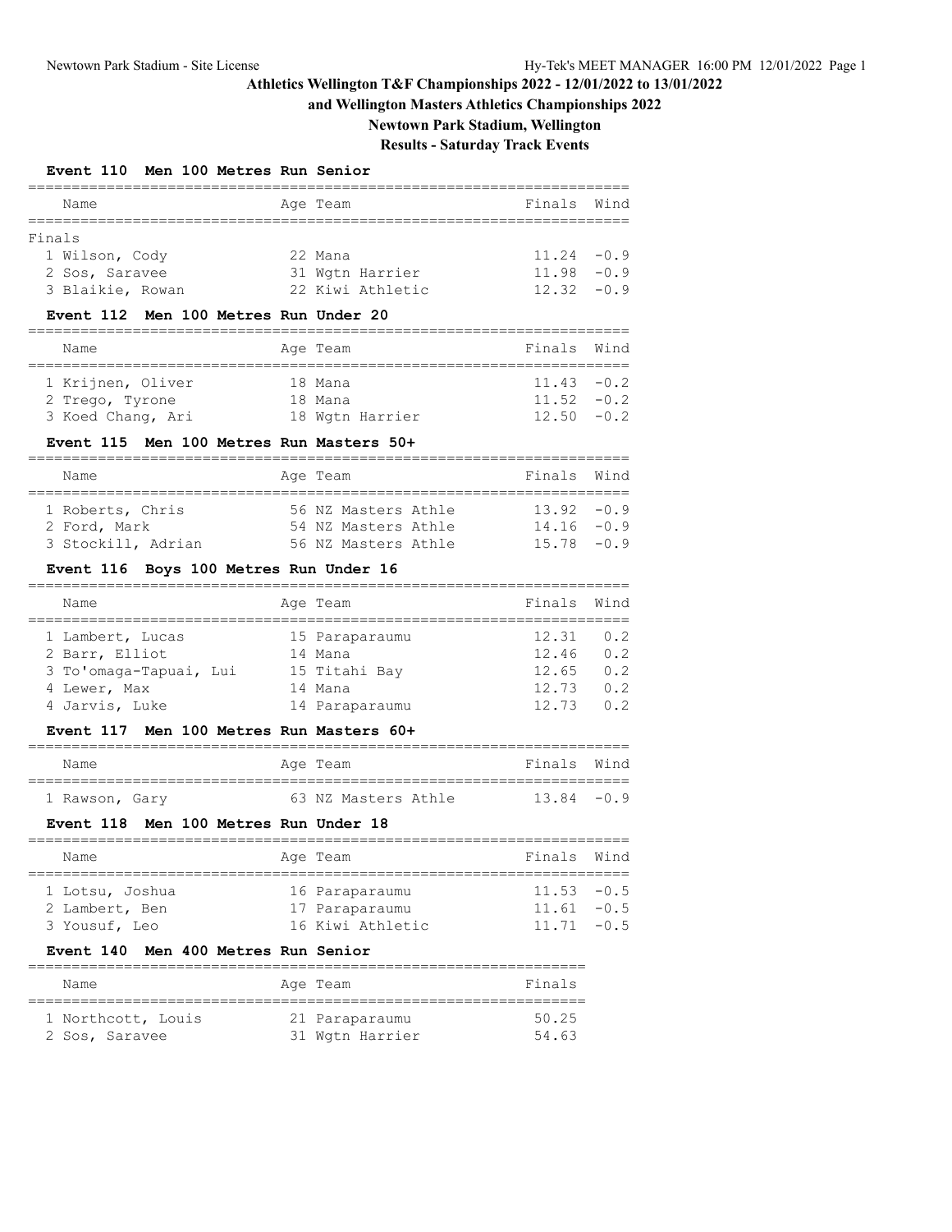# Athletics Wellington T&F Championships 2022 - 12/01/2022 to 13/01/2022

## and Wellington Masters Athletics Championships 2022

## Newtown Park Stadium, Wellington

## Results - Saturday Track Events

### Event 110 Men 100 Metres Run Senior

Finals

| Place | Name | Age | Team | Finals | Wind |
|---|---|---|---|---|---|
| 1 | Wilson, Cody | 22 | Mana | 11.24 | -0.9 |
| 2 | Sos, Saravee | 31 | Wgtn Harrier | 11.98 | -0.9 |
| 3 | Blaikie, Rowan | 22 | Kiwi Athletic | 12.32 | -0.9 |

### Event 112 Men 100 Metres Run Under 20

| Place | Name | Age | Team | Finals | Wind |
|---|---|---|---|---|---|
| 1 | Krijnen, Oliver | 18 | Mana | 11.43 | -0.2 |
| 2 | Trego, Tyrone | 18 | Mana | 11.52 | -0.2 |
| 3 | Koed Chang, Ari | 18 | Wgtn Harrier | 12.50 | -0.2 |

### Event 115 Men 100 Metres Run Masters 50+

| Place | Name | Age | Team | Finals | Wind |
|---|---|---|---|---|---|
| 1 | Roberts, Chris | 56 | NZ Masters Athle | 13.92 | -0.9 |
| 2 | Ford, Mark | 54 | NZ Masters Athle | 14.16 | -0.9 |
| 3 | Stockill, Adrian | 56 | NZ Masters Athle | 15.78 | -0.9 |

### Event 116 Boys 100 Metres Run Under 16

| Place | Name | Age | Team | Finals | Wind |
|---|---|---|---|---|---|
| 1 | Lambert, Lucas | 15 | Paraparaumu | 12.31 | 0.2 |
| 2 | Barr, Elliot | 14 | Mana | 12.46 | 0.2 |
| 3 | To'omaga-Tapuai, Lui | 15 | Titahi Bay | 12.65 | 0.2 |
| 4 | Lewer, Max | 14 | Mana | 12.73 | 0.2 |
| 4 | Jarvis, Luke | 14 | Paraparaumu | 12.73 | 0.2 |

### Event 117 Men 100 Metres Run Masters 60+

| Place | Name | Age | Team | Finals | Wind |
|---|---|---|---|---|---|
| 1 | Rawson, Gary | 63 | NZ Masters Athle | 13.84 | -0.9 |

### Event 118 Men 100 Metres Run Under 18

| Place | Name | Age | Team | Finals | Wind |
|---|---|---|---|---|---|
| 1 | Lotsu, Joshua | 16 | Paraparaumu | 11.53 | -0.5 |
| 2 | Lambert, Ben | 17 | Paraparaumu | 11.61 | -0.5 |
| 3 | Yousuf, Leo | 16 | Kiwi Athletic | 11.71 | -0.5 |

### Event 140 Men 400 Metres Run Senior

| Place | Name | Age | Team | Finals |
|---|---|---|---|---|
| 1 | Northcott, Louis | 21 | Paraparaumu | 50.25 |
| 2 | Sos, Saravee | 31 | Wgtn Harrier | 54.63 |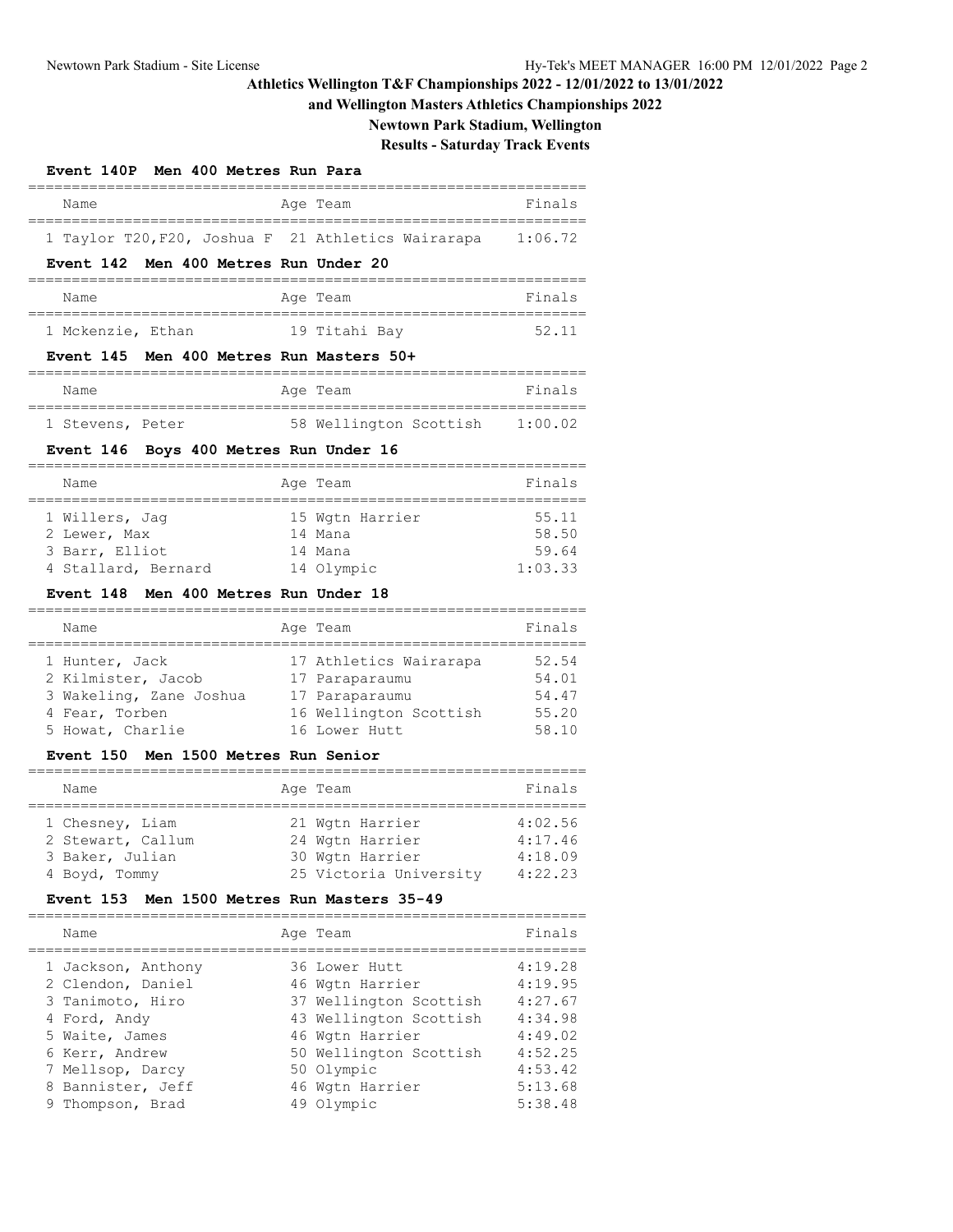# Athletics Wellington T&F Championships 2022 - 12/01/2022 to 13/01/2022

## and Wellington Masters Athletics Championships 2022

## Newtown Park Stadium, Wellington

## Results - Saturday Track Events

### Event 140P Men 400 Metres Run Para

| | Name | Age | Team | Finals |
|---|---|---|---|---|
| 1 | Taylor T20,F20, Joshua F | 21 | Athletics Wairarapa | 1:06.72 |

### Event 142 Men 400 Metres Run Under 20

| | Name | Age | Team | Finals |
|---|---|---|---|---|
| 1 | Mckenzie, Ethan | 19 | Titahi Bay | 52.11 |

### Event 145 Men 400 Metres Run Masters 50+

| | Name | Age | Team | Finals |
|---|---|---|---|---|
| 1 | Stevens, Peter | 58 | Wellington Scottish | 1:00.02 |

### Event 146 Boys 400 Metres Run Under 16

| | Name | Age | Team | Finals |
|---|---|---|---|---|
| 1 | Willers, Jag | 15 | Wgtn Harrier | 55.11 |
| 2 | Lewer, Max | 14 | Mana | 58.50 |
| 3 | Barr, Elliot | 14 | Mana | 59.64 |
| 4 | Stallard, Bernard | 14 | Olympic | 1:03.33 |

### Event 148 Men 400 Metres Run Under 18

| | Name | Age | Team | Finals |
|---|---|---|---|---|
| 1 | Hunter, Jack | 17 | Athletics Wairarapa | 52.54 |
| 2 | Kilmister, Jacob | 17 | Paraparaumu | 54.01 |
| 3 | Wakeling, Zane Joshua | 17 | Paraparaumu | 54.47 |
| 4 | Fear, Torben | 16 | Wellington Scottish | 55.20 |
| 5 | Howat, Charlie | 16 | Lower Hutt | 58.10 |

### Event 150 Men 1500 Metres Run Senior

| | Name | Age | Team | Finals |
|---|---|---|---|---|
| 1 | Chesney, Liam | 21 | Wgtn Harrier | 4:02.56 |
| 2 | Stewart, Callum | 24 | Wgtn Harrier | 4:17.46 |
| 3 | Baker, Julian | 30 | Wgtn Harrier | 4:18.09 |
| 4 | Boyd, Tommy | 25 | Victoria University | 4:22.23 |

### Event 153 Men 1500 Metres Run Masters 35-49

| | Name | Age | Team | Finals |
|---|---|---|---|---|
| 1 | Jackson, Anthony | 36 | Lower Hutt | 4:19.28 |
| 2 | Clendon, Daniel | 46 | Wgtn Harrier | 4:19.95 |
| 3 | Tanimoto, Hiro | 37 | Wellington Scottish | 4:27.67 |
| 4 | Ford, Andy | 43 | Wellington Scottish | 4:34.98 |
| 5 | Waite, James | 46 | Wgtn Harrier | 4:49.02 |
| 6 | Kerr, Andrew | 50 | Wellington Scottish | 4:52.25 |
| 7 | Mellsop, Darcy | 50 | Olympic | 4:53.42 |
| 8 | Bannister, Jeff | 46 | Wgtn Harrier | 5:13.68 |
| 9 | Thompson, Brad | 49 | Olympic | 5:38.48 |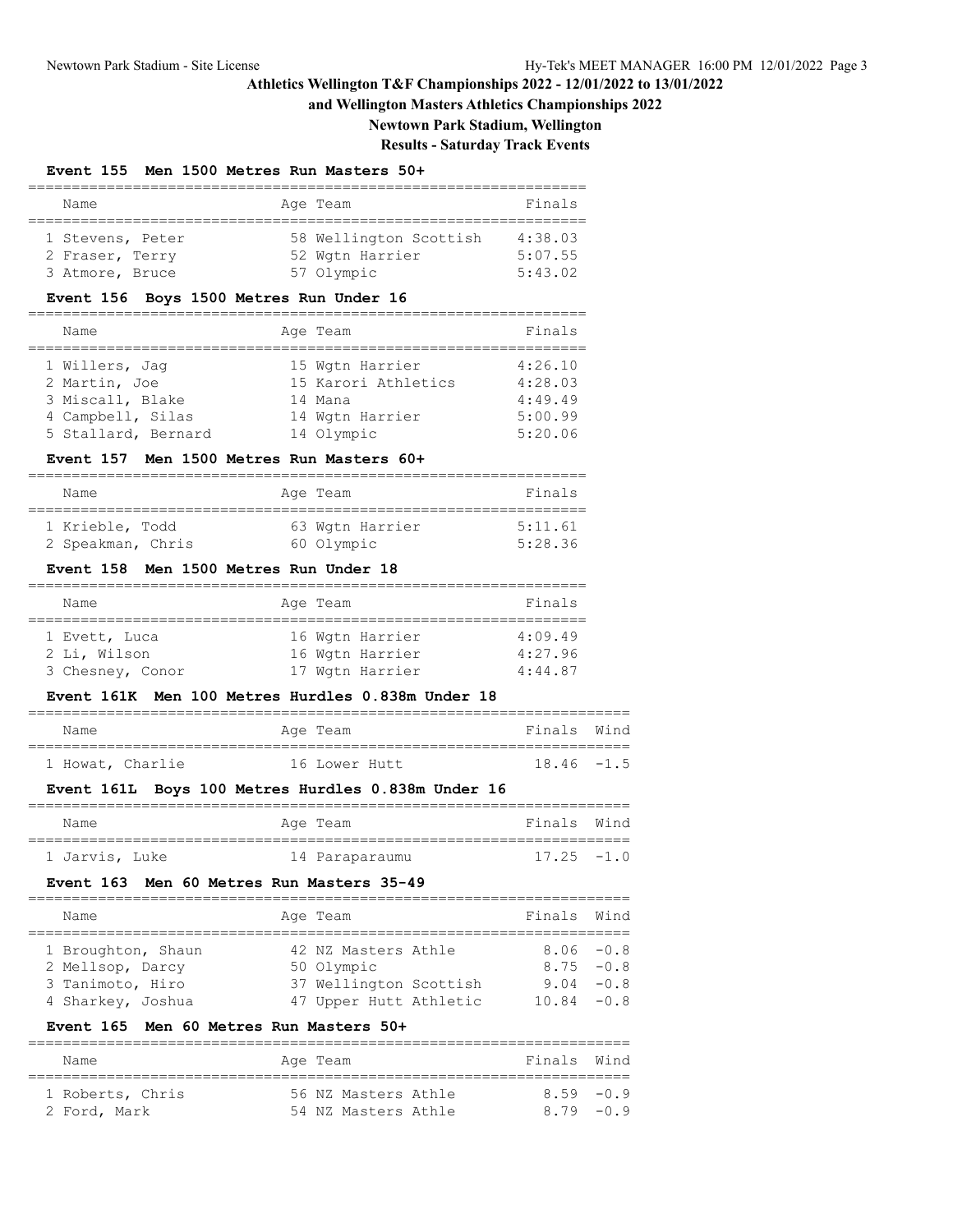# Athletics Wellington T&F Championships 2022 - 12/01/2022 to 13/01/2022

## and Wellington Masters Athletics Championships 2022

## Newtown Park Stadium, Wellington

## Results - Saturday Track Events

### Event 155 Men 1500 Metres Run Masters 50+

| Place | Name | Age | Team | Finals |
|---|---|---|---|---|
| 1 | Stevens, Peter | 58 | Wellington Scottish | 4:38.03 |
| 2 | Fraser, Terry | 52 | Wgtn Harrier | 5:07.55 |
| 3 | Atmore, Bruce | 57 | Olympic | 5:43.02 |

### Event 156 Boys 1500 Metres Run Under 16

| Place | Name | Age | Team | Finals |
|---|---|---|---|---|
| 1 | Willers, Jag | 15 | Wgtn Harrier | 4:26.10 |
| 2 | Martin, Joe | 15 | Karori Athletics | 4:28.03 |
| 3 | Miscall, Blake | 14 | Mana | 4:49.49 |
| 4 | Campbell, Silas | 14 | Wgtn Harrier | 5:00.99 |
| 5 | Stallard, Bernard | 14 | Olympic | 5:20.06 |

### Event 157 Men 1500 Metres Run Masters 60+

| Place | Name | Age | Team | Finals |
|---|---|---|---|---|
| 1 | Krieble, Todd | 63 | Wgtn Harrier | 5:11.61 |
| 2 | Speakman, Chris | 60 | Olympic | 5:28.36 |

### Event 158 Men 1500 Metres Run Under 18

| Place | Name | Age | Team | Finals |
|---|---|---|---|---|
| 1 | Evett, Luca | 16 | Wgtn Harrier | 4:09.49 |
| 2 | Li, Wilson | 16 | Wgtn Harrier | 4:27.96 |
| 3 | Chesney, Conor | 17 | Wgtn Harrier | 4:44.87 |

### Event 161K Men 100 Metres Hurdles 0.838m Under 18

| Place | Name | Age | Team | Finals | Wind |
|---|---|---|---|---|---|
| 1 | Howat, Charlie | 16 | Lower Hutt | 18.46 | -1.5 |

### Event 161L Boys 100 Metres Hurdles 0.838m Under 16

| Place | Name | Age | Team | Finals | Wind |
|---|---|---|---|---|---|
| 1 | Jarvis, Luke | 14 | Paraparaumu | 17.25 | -1.0 |

### Event 163 Men 60 Metres Run Masters 35-49

| Place | Name | Age | Team | Finals | Wind |
|---|---|---|---|---|---|
| 1 | Broughton, Shaun | 42 | NZ Masters Athle | 8.06 | -0.8 |
| 2 | Mellsop, Darcy | 50 | Olympic | 8.75 | -0.8 |
| 3 | Tanimoto, Hiro | 37 | Wellington Scottish | 9.04 | -0.8 |
| 4 | Sharkey, Joshua | 47 | Upper Hutt Athletic | 10.84 | -0.8 |

### Event 165 Men 60 Metres Run Masters 50+

| Place | Name | Age | Team | Finals | Wind |
|---|---|---|---|---|---|
| 1 | Roberts, Chris | 56 | NZ Masters Athle | 8.59 | -0.9 |
| 2 | Ford, Mark | 54 | NZ Masters Athle | 8.79 | -0.9 |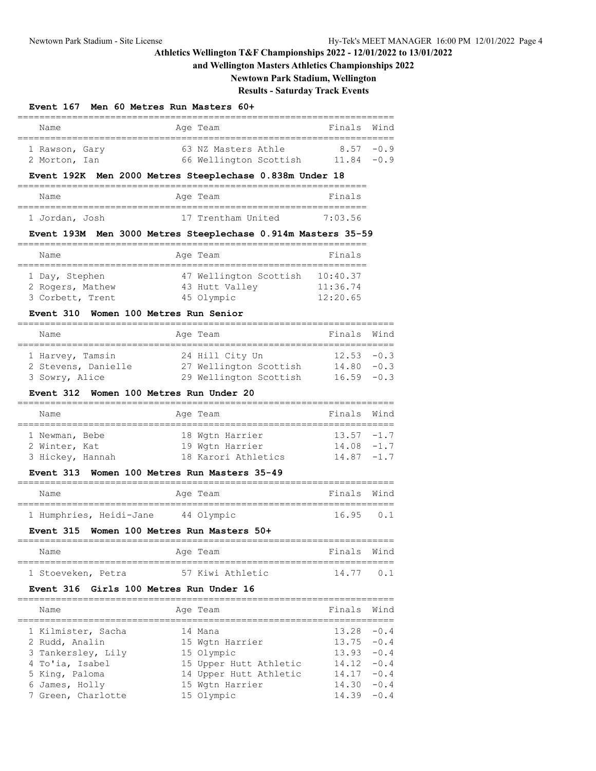# Athletics Wellington T&F Championships 2022 - 12/01/2022 to 13/01/2022

## and Wellington Masters Athletics Championships 2022

## Newtown Park Stadium, Wellington

## Results - Saturday Track Events

### Event 167 Men 60 Metres Run Masters 60+

| Name | Age | Team | Finals | Wind |
|---|---|---|---|---|
| 1 Rawson, Gary | 63 | NZ Masters Athle | 8.57 | -0.9 |
| 2 Morton, Ian | 66 | Wellington Scottish | 11.84 | -0.9 |

### Event 192K Men 2000 Metres Steeplechase 0.838m Under 18

| Name | Age | Team | Finals |
|---|---|---|---|
| 1 Jordan, Josh | 17 | Trentham United | 7:03.56 |

### Event 193M Men 3000 Metres Steeplechase 0.914m Masters 35-59

| Name | Age | Team | Finals |
|---|---|---|---|
| 1 Day, Stephen | 47 | Wellington Scottish | 10:40.37 |
| 2 Rogers, Mathew | 43 | Hutt Valley | 11:36.74 |
| 3 Corbett, Trent | 45 | Olympic | 12:20.65 |

### Event 310 Women 100 Metres Run Senior

| Name | Age | Team | Finals | Wind |
|---|---|---|---|---|
| 1 Harvey, Tamsin | 24 | Hill City Un | 12.53 | -0.3 |
| 2 Stevens, Danielle | 27 | Wellington Scottish | 14.80 | -0.3 |
| 3 Sowry, Alice | 29 | Wellington Scottish | 16.59 | -0.3 |

### Event 312 Women 100 Metres Run Under 20

| Name | Age | Team | Finals | Wind |
|---|---|---|---|---|
| 1 Newman, Bebe | 18 | Wgtn Harrier | 13.57 | -1.7 |
| 2 Winter, Kat | 19 | Wgtn Harrier | 14.08 | -1.7 |
| 3 Hickey, Hannah | 18 | Karori Athletics | 14.87 | -1.7 |

### Event 313 Women 100 Metres Run Masters 35-49

| Name | Age | Team | Finals | Wind |
|---|---|---|---|---|
| 1 Humphries, Heidi-Jane | 44 | Olympic | 16.95 | 0.1 |

### Event 315 Women 100 Metres Run Masters 50+

| Name | Age | Team | Finals | Wind |
|---|---|---|---|---|
| 1 Stoeveken, Petra | 57 | Kiwi Athletic | 14.77 | 0.1 |

### Event 316 Girls 100 Metres Run Under 16

| Name | Age | Team | Finals | Wind |
|---|---|---|---|---|
| 1 Kilmister, Sacha | 14 | Mana | 13.28 | -0.4 |
| 2 Rudd, Analin | 15 | Wgtn Harrier | 13.75 | -0.4 |
| 3 Tankersley, Lily | 15 | Olympic | 13.93 | -0.4 |
| 4 To'ia, Isabel | 15 | Upper Hutt Athletic | 14.12 | -0.4 |
| 5 King, Paloma | 14 | Upper Hutt Athletic | 14.17 | -0.4 |
| 6 James, Holly | 15 | Wgtn Harrier | 14.30 | -0.4 |
| 7 Green, Charlotte | 15 | Olympic | 14.39 | -0.4 |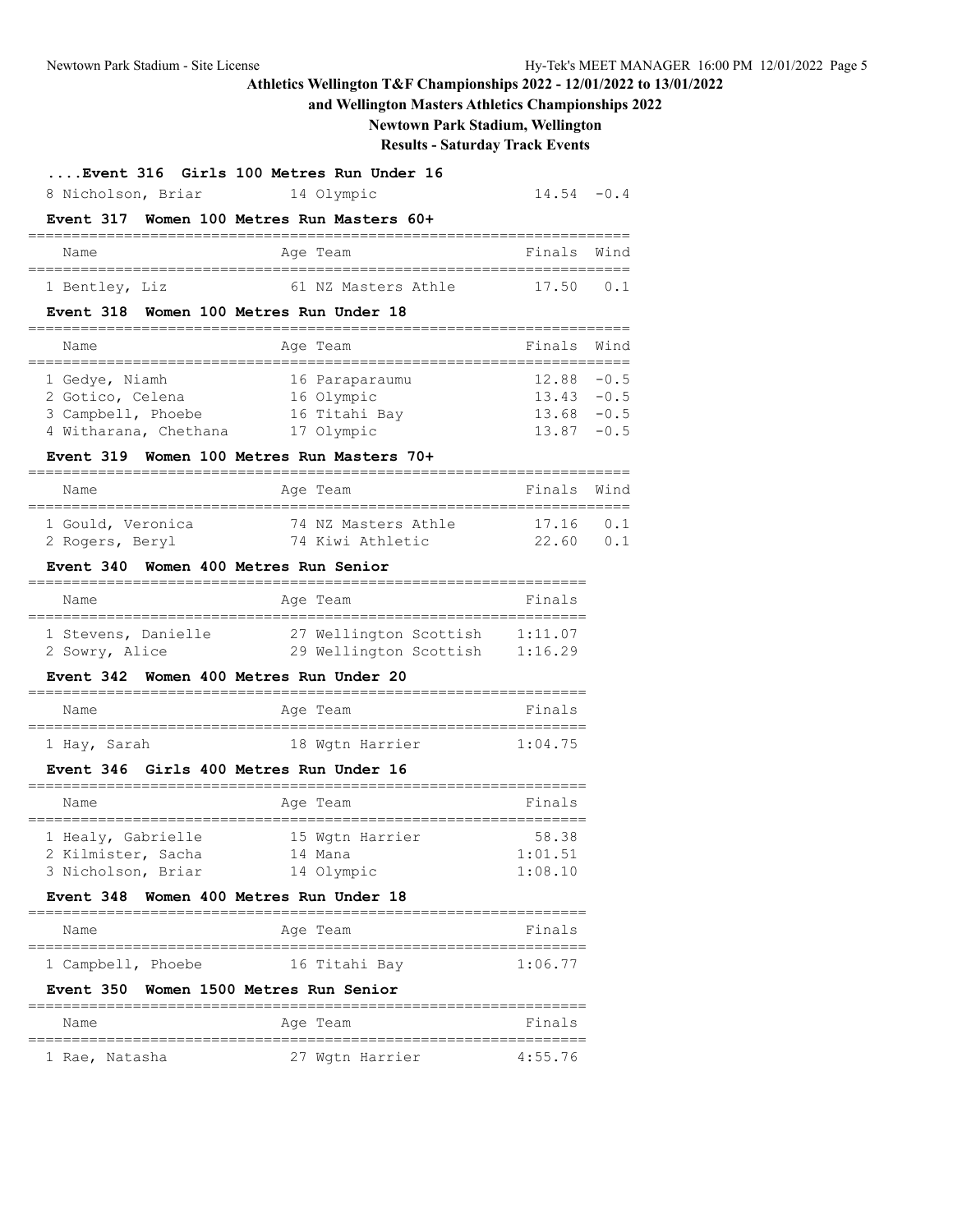# Athletics Wellington T&F Championships 2022 - 12/01/2022 to 13/01/2022

## and Wellington Masters Athletics Championships 2022

## Newtown Park Stadium, Wellington

## Results - Saturday Track Events

### ....Event 316 Girls 100 Metres Run Under 16

| Name | Age | Team | Finals | Wind |
|---|---|---|---|---|
| 8 Nicholson, Briar | 14 | Olympic | 14.54 | -0.4 |

### Event 317 Women 100 Metres Run Masters 60+

| Name | Age | Team | Finals | Wind |
|---|---|---|---|---|
| 1 Bentley, Liz | 61 | NZ Masters Athle | 17.50 | 0.1 |

### Event 318 Women 100 Metres Run Under 18

| Name | Age | Team | Finals | Wind |
|---|---|---|---|---|
| 1 Gedye, Niamh | 16 | Paraparaumu | 12.88 | -0.5 |
| 2 Gotico, Celena | 16 | Olympic | 13.43 | -0.5 |
| 3 Campbell, Phoebe | 16 | Titahi Bay | 13.68 | -0.5 |
| 4 Witharana, Chethana | 17 | Olympic | 13.87 | -0.5 |

### Event 319 Women 100 Metres Run Masters 70+

| Name | Age | Team | Finals | Wind |
|---|---|---|---|---|
| 1 Gould, Veronica | 74 | NZ Masters Athle | 17.16 | 0.1 |
| 2 Rogers, Beryl | 74 | Kiwi Athletic | 22.60 | 0.1 |

### Event 340 Women 400 Metres Run Senior

| Name | Age | Team | Finals |
|---|---|---|---|
| 1 Stevens, Danielle | 27 | Wellington Scottish | 1:11.07 |
| 2 Sowry, Alice | 29 | Wellington Scottish | 1:16.29 |

### Event 342 Women 400 Metres Run Under 20

| Name | Age | Team | Finals |
|---|---|---|---|
| 1 Hay, Sarah | 18 | Wgtn Harrier | 1:04.75 |

### Event 346 Girls 400 Metres Run Under 16

| Name | Age | Team | Finals |
|---|---|---|---|
| 1 Healy, Gabrielle | 15 | Wgtn Harrier | 58.38 |
| 2 Kilmister, Sacha | 14 | Mana | 1:01.51 |
| 3 Nicholson, Briar | 14 | Olympic | 1:08.10 |

### Event 348 Women 400 Metres Run Under 18

| Name | Age | Team | Finals |
|---|---|---|---|
| 1 Campbell, Phoebe | 16 | Titahi Bay | 1:06.77 |

### Event 350 Women 1500 Metres Run Senior

| Name | Age | Team | Finals |
|---|---|---|---|
| 1 Rae, Natasha | 27 | Wgtn Harrier | 4:55.76 |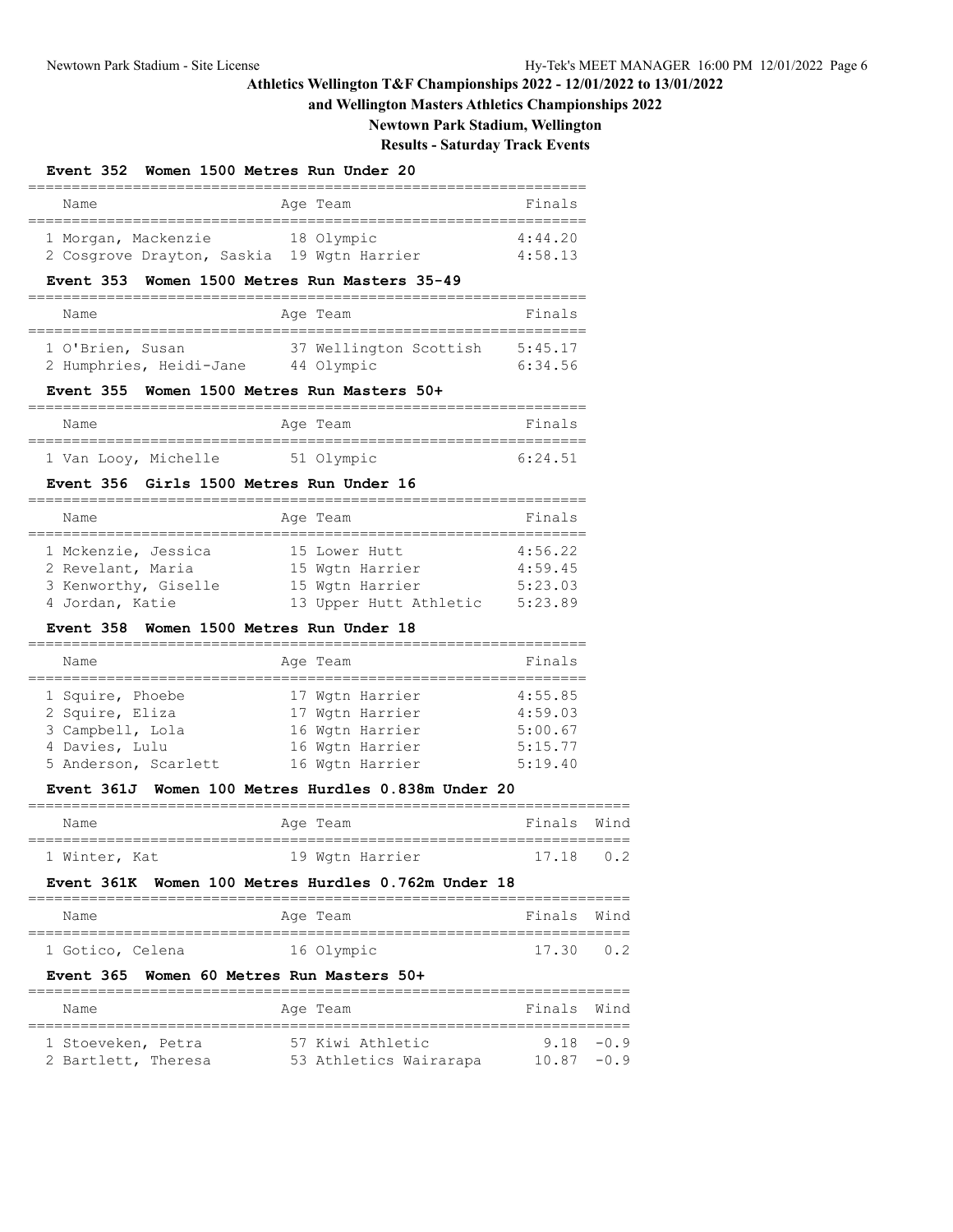# Athletics Wellington T&F Championships 2022 - 12/01/2022 to 13/01/2022

## and Wellington Masters Athletics Championships 2022

### Newtown Park Stadium, Wellington

### Results - Saturday Track Events

**Event 352 Women 1500 Metres Run Under 20**

| Name | Age | Team | Finals |
|---|---|---|---|
| 1 Morgan, Mackenzie | 18 | Olympic | 4:44.20 |
| 2 Cosgrove Drayton, Saskia | 19 | Wgtn Harrier | 4:58.13 |

**Event 353 Women 1500 Metres Run Masters 35-49**

| Name | Age | Team | Finals |
|---|---|---|---|
| 1 O'Brien, Susan | 37 | Wellington Scottish | 5:45.17 |
| 2 Humphries, Heidi-Jane | 44 | Olympic | 6:34.56 |

**Event 355 Women 1500 Metres Run Masters 50+**

| Name | Age | Team | Finals |
|---|---|---|---|
| 1 Van Looy, Michelle | 51 | Olympic | 6:24.51 |

**Event 356 Girls 1500 Metres Run Under 16**

| Name | Age | Team | Finals |
|---|---|---|---|
| 1 Mckenzie, Jessica | 15 | Lower Hutt | 4:56.22 |
| 2 Revelant, Maria | 15 | Wgtn Harrier | 4:59.45 |
| 3 Kenworthy, Giselle | 15 | Wgtn Harrier | 5:23.03 |
| 4 Jordan, Katie | 13 | Upper Hutt Athletic | 5:23.89 |

**Event 358 Women 1500 Metres Run Under 18**

| Name | Age | Team | Finals |
|---|---|---|---|
| 1 Squire, Phoebe | 17 | Wgtn Harrier | 4:55.85 |
| 2 Squire, Eliza | 17 | Wgtn Harrier | 4:59.03 |
| 3 Campbell, Lola | 16 | Wgtn Harrier | 5:00.67 |
| 4 Davies, Lulu | 16 | Wgtn Harrier | 5:15.77 |
| 5 Anderson, Scarlett | 16 | Wgtn Harrier | 5:19.40 |

**Event 361J Women 100 Metres Hurdles 0.838m Under 20**

| Name | Age | Team | Finals | Wind |
|---|---|---|---|---|
| 1 Winter, Kat | 19 | Wgtn Harrier | 17.18 | 0.2 |

**Event 361K Women 100 Metres Hurdles 0.762m Under 18**

| Name | Age | Team | Finals | Wind |
|---|---|---|---|---|
| 1 Gotico, Celena | 16 | Olympic | 17.30 | 0.2 |

**Event 365 Women 60 Metres Run Masters 50+**

| Name | Age | Team | Finals | Wind |
|---|---|---|---|---|
| 1 Stoeveken, Petra | 57 | Kiwi Athletic | 9.18 | -0.9 |
| 2 Bartlett, Theresa | 53 | Athletics Wairarapa | 10.87 | -0.9 |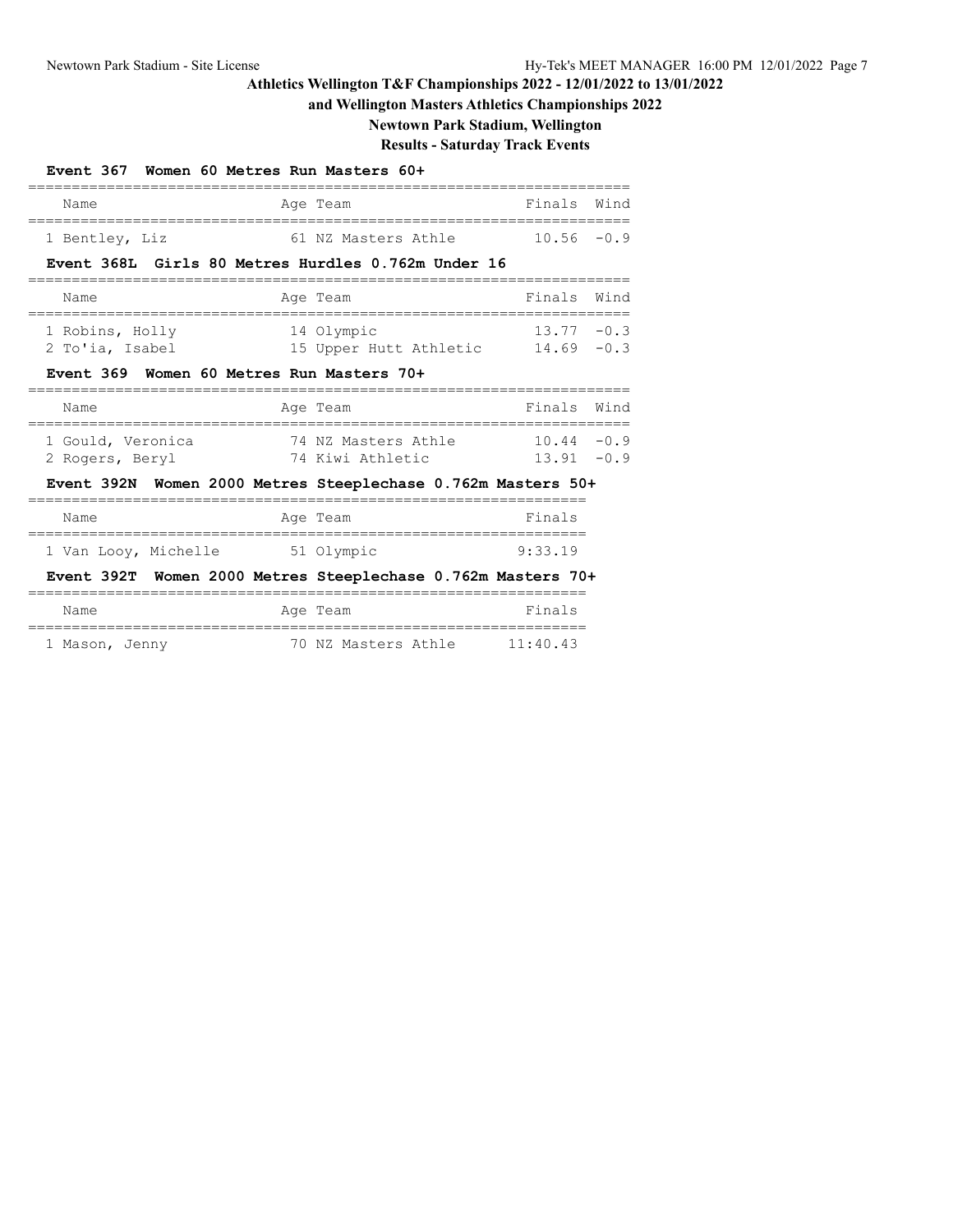**Athletics Wellington T&F Championships 2022 - 12/01/2022 to 13/01/2022**

**and Wellington Masters Athletics Championships 2022**

**Newtown Park Stadium, Wellington**

**Results - Saturday Track Events**

### Event 367 Women 60 Metres Run Masters 60+

| Name | Age | Team | Finals | Wind |
|---|---|---|---|---|
| 1 Bentley, Liz | 61 | NZ Masters Athle | 10.56 | -0.9 |

### Event 368L Girls 80 Metres Hurdles 0.762m Under 16

| Name | Age | Team | Finals | Wind |
|---|---|---|---|---|
| 1 Robins, Holly | 14 | Olympic | 13.77 | -0.3 |
| 2 To'ia, Isabel | 15 | Upper Hutt Athletic | 14.69 | -0.3 |

### Event 369 Women 60 Metres Run Masters 70+

| Name | Age | Team | Finals | Wind |
|---|---|---|---|---|
| 1 Gould, Veronica | 74 | NZ Masters Athle | 10.44 | -0.9 |
| 2 Rogers, Beryl | 74 | Kiwi Athletic | 13.91 | -0.9 |

### Event 392N Women 2000 Metres Steeplechase 0.762m Masters 50+

| Name | Age | Team | Finals |
|---|---|---|---|
| 1 Van Looy, Michelle | 51 | Olympic | 9:33.19 |

### Event 392T Women 2000 Metres Steeplechase 0.762m Masters 70+

| Name | Age | Team | Finals |
|---|---|---|---|
| 1 Mason, Jenny | 70 | NZ Masters Athle | 11:40.43 |